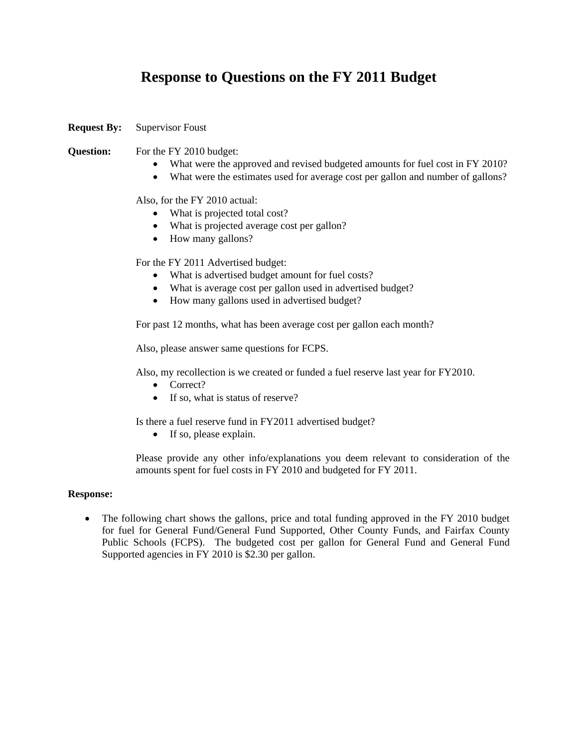# Response to Questions on the FY 2011 Budget

**Request By:** Supervisor Foust

**Question:** For the FY 2010 budget:

- What were the approved and revised budgeted amounts for fuel cost in FY 2010?
- What were the estimates used for average cost per gallon and number of gallons?

Also, for the FY 2010 actual:

- What is projected total cost?
- What is projected average cost per gallon?
- How many gallons?

For the FY 2011 Advertised budget:

- What is advertised budget amount for fuel costs?
- What is average cost per gallon used in advertised budget?
- How many gallons used in advertised budget?

For past 12 months, what has been average cost per gallon each month?

Also, please answer same questions for FCPS.

Also, my recollection is we created or funded a fuel reserve last year for FY2010.

- Correct?
- If so, what is status of reserve?

Is there a fuel reserve fund in FY2011 advertised budget?

- If so, please explain.

Please provide any other info/explanations you deem relevant to consideration of the amounts spent for fuel costs in FY 2010 and budgeted for FY 2011.

**Response:**

- The following chart shows the gallons, price and total funding approved in the FY 2010 budget for fuel for General Fund/General Fund Supported, Other County Funds, and Fairfax County Public Schools (FCPS). The budgeted cost per gallon for General Fund and General Fund Supported agencies in FY 2010 is $2.30 per gallon.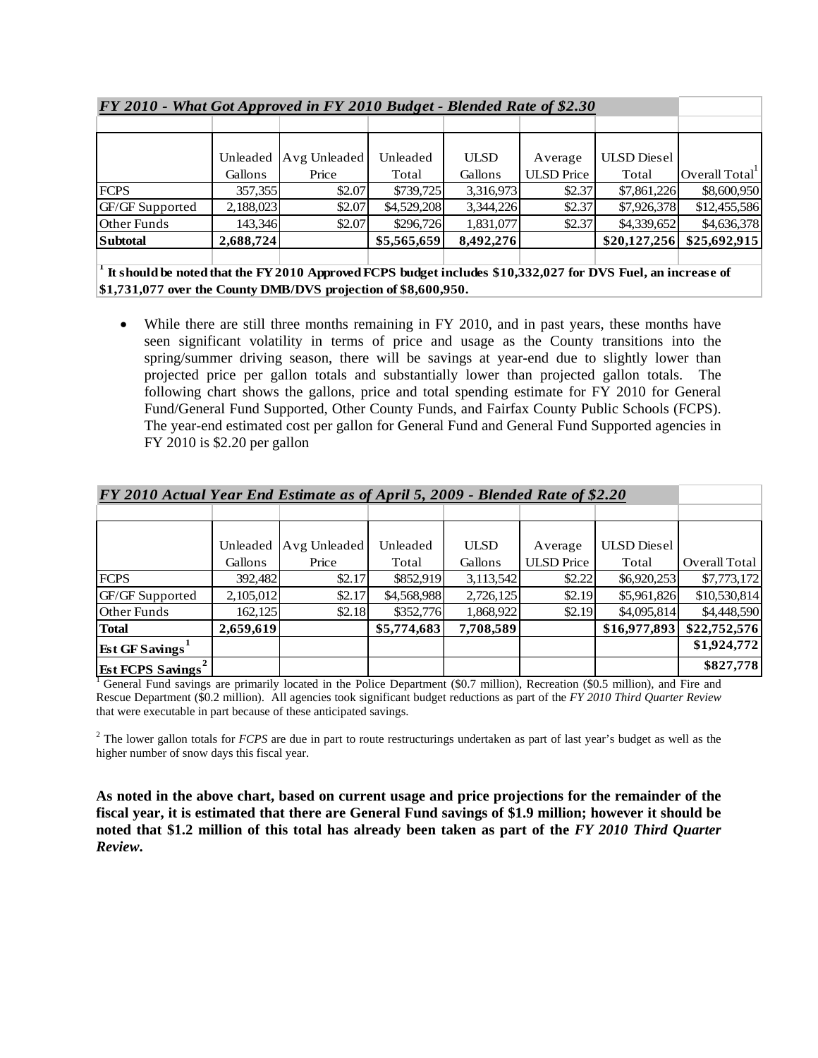| *FY 2010 - What Got Approved in FY 2010 Budget - Blended Rate of $2.30* | | | | | | | |
|---|---|---|---|---|---|---|---|
| | Unleaded Gallons | Avg Unleaded Price | Unleaded Total | ULSD Gallons | Average ULSD Price | ULSD Diesel Total | Overall Total[1] |
| FCPS | 357,355 | $2.07 | $739,725 | 3,316,973 | $2.37 | $7,861,226 | $8,600,950 |
| GF/GF Supported | 2,188,023 | $2.07 | $4,529,208 | 3,344,226 | $2.37 | $7,926,378 | $12,455,586 |
| Other Funds | 143,346 | $2.07 | $296,726 | 1,831,077 | $2.37 | $4,339,652 | $4,636,378 |
| **Subtotal** | **2,688,724** | | **$5,565,659** | **8,492,276** | | **$20,127,256** | **$25,692,915** |

[1] **It should be noted that the FY 2010 Approved FCPS budget includes $10,332,027 for DVS Fuel, an increase of $1,731,077 over the County DMB/DVS projection of $8,600,950.**

- While there are still three months remaining in FY 2010, and in past years, these months have seen significant volatility in terms of price and usage as the County transitions into the spring/summer driving season, there will be savings at year-end due to slightly lower than projected price per gallon totals and substantially lower than projected gallon totals. The following chart shows the gallons, price and total spending estimate for FY 2010 for General Fund/General Fund Supported, Other County Funds, and Fairfax County Public Schools (FCPS). The year-end estimated cost per gallon for General Fund and General Fund Supported agencies in FY 2010 is $2.20 per gallon

| *FY 2010 Actual Year End Estimate as of April 5, 2009 - Blended Rate of $2.20* | | | | | | | |
|---|---|---|---|---|---|---|---|
| | Unleaded Gallons | Avg Unleaded Price | Unleaded Total | ULSD Gallons | Average ULSD Price | ULSD Diesel Total | Overall Total |
| FCPS | 392,482 | $2.17 | $852,919 | 3,113,542 | $2.22 | $6,920,253 | $7,773,172 |
| GF/GF Supported | 2,105,012 | $2.17 | $4,568,988 | 2,726,125 | $2.19 | $5,961,826 | $10,530,814 |
| Other Funds | 162,125 | $2.18 | $352,776 | 1,868,922 | $2.19 | $4,095,814 | $4,448,590 |
| **Total** | **2,659,619** | | **$5,774,683** | **7,708,589** | | **$16,977,893** | **$22,752,576** |
| **Est GF Savings[1]** | | | | | | | **$1,924,772** |
| **Est FCPS Savings[2]** | | | | | | | **$827,778** |

[1] General Fund savings are primarily located in the Police Department ($0.7 million), Recreation ($0.5 million), and Fire and Rescue Department ($0.2 million). All agencies took significant budget reductions as part of the *FY 2010 Third Quarter Review* that were executable in part because of these anticipated savings.

[2] The lower gallon totals for *FCPS* are due in part to route restructurings undertaken as part of last year's budget as well as the higher number of snow days this fiscal year.

**As noted in the above chart, based on current usage and price projections for the remainder of the fiscal year, it is estimated that there are General Fund savings of $1.9 million; however it should be noted that $1.2 million of this total has already been taken as part of the *FY 2010 Third Quarter Review*.**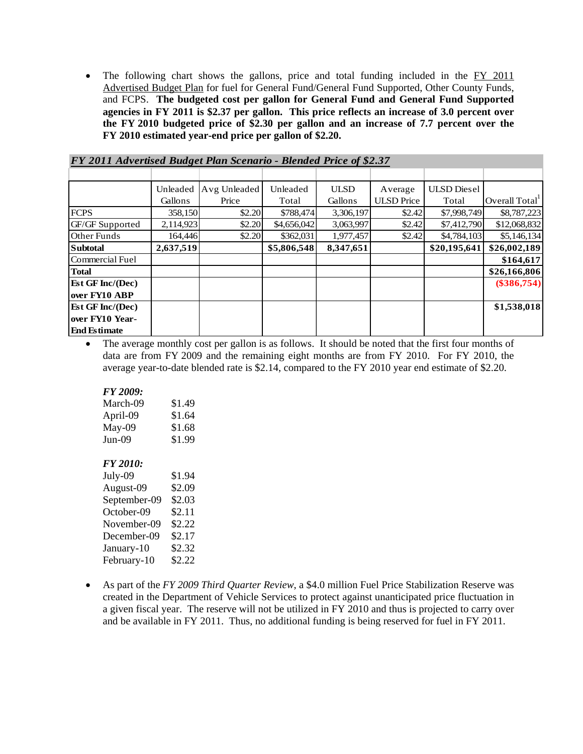- The following chart shows the gallons, price and total funding included in the FY 2011 Advertised Budget Plan for fuel for General Fund/General Fund Supported, Other County Funds, and FCPS. **The budgeted cost per gallon for General Fund and General Fund Supported agencies in FY 2011 is $2.37 per gallon. This price reflects an increase of 3.0 percent over the FY 2010 budgeted price of $2.30 per gallon and an increase of 7.7 percent over the FY 2010 estimated year-end price per gallon of $2.20.**

***FY 2011 Advertised Budget Plan Scenario - Blended Price of $2.37***

| | Unleaded Gallons | Avg Unleaded Price | Unleaded Total | ULSD Gallons | Average ULSD Price | ULSD Diesel Total | Overall Total[1] |
|---|---|---|---|---|---|---|---|
| FCPS | 358,150 | $2.20 | $788,474 | 3,306,197 | $2.42 | $7,998,749 | $8,787,223 |
| GF/GF Supported | 2,114,923 | $2.20 | $4,656,042 | 3,063,997 | $2.42 | $7,412,790 | $12,068,832 |
| Other Funds | 164,446 | $2.20 | $362,031 | 1,977,457 | $2.42 | $4,784,103 | $5,146,134 |
| **Subtotal** | **2,637,519** | | **$5,806,548** | **8,347,651** | | **$20,195,641** | **$26,002,189** |
| Commercial Fuel | | | | | | | **$164,617** |
| **Total** | | | | | | | **$26,166,806** |
| **Est GF Inc/(Dec) over FY10 ABP** | | | | | | | **($386,754)** |
| **Est GF Inc/(Dec) over FY10 Year-End Estimate** | | | | | | | **$1,538,018** |

- The average monthly cost per gallon is as follows. It should be noted that the first four months of data are from FY 2009 and the remaining eight months are from FY 2010. For FY 2010, the average year-to-date blended rate is $2.14, compared to the FY 2010 year end estimate of $2.20.

***FY 2009:***

| | |
|---|---|
| March-09 | $1.49 |
| April-09 | $1.64 |
| May-09 | $1.68 |
| Jun-09 | $1.99 |

***FY 2010:***

| | |
|---|---|
| July-09 | $1.94 |
| August-09 | $2.09 |
| September-09 | $2.03 |
| October-09 | $2.11 |
| November-09 | $2.22 |
| December-09 | $2.17 |
| January-10 | $2.32 |
| February-10 | $2.22 |

- As part of the *FY 2009 Third Quarter Review*, a $4.0 million Fuel Price Stabilization Reserve was created in the Department of Vehicle Services to protect against unanticipated price fluctuation in a given fiscal year. The reserve will not be utilized in FY 2010 and thus is projected to carry over and be available in FY 2011. Thus, no additional funding is being reserved for fuel in FY 2011.